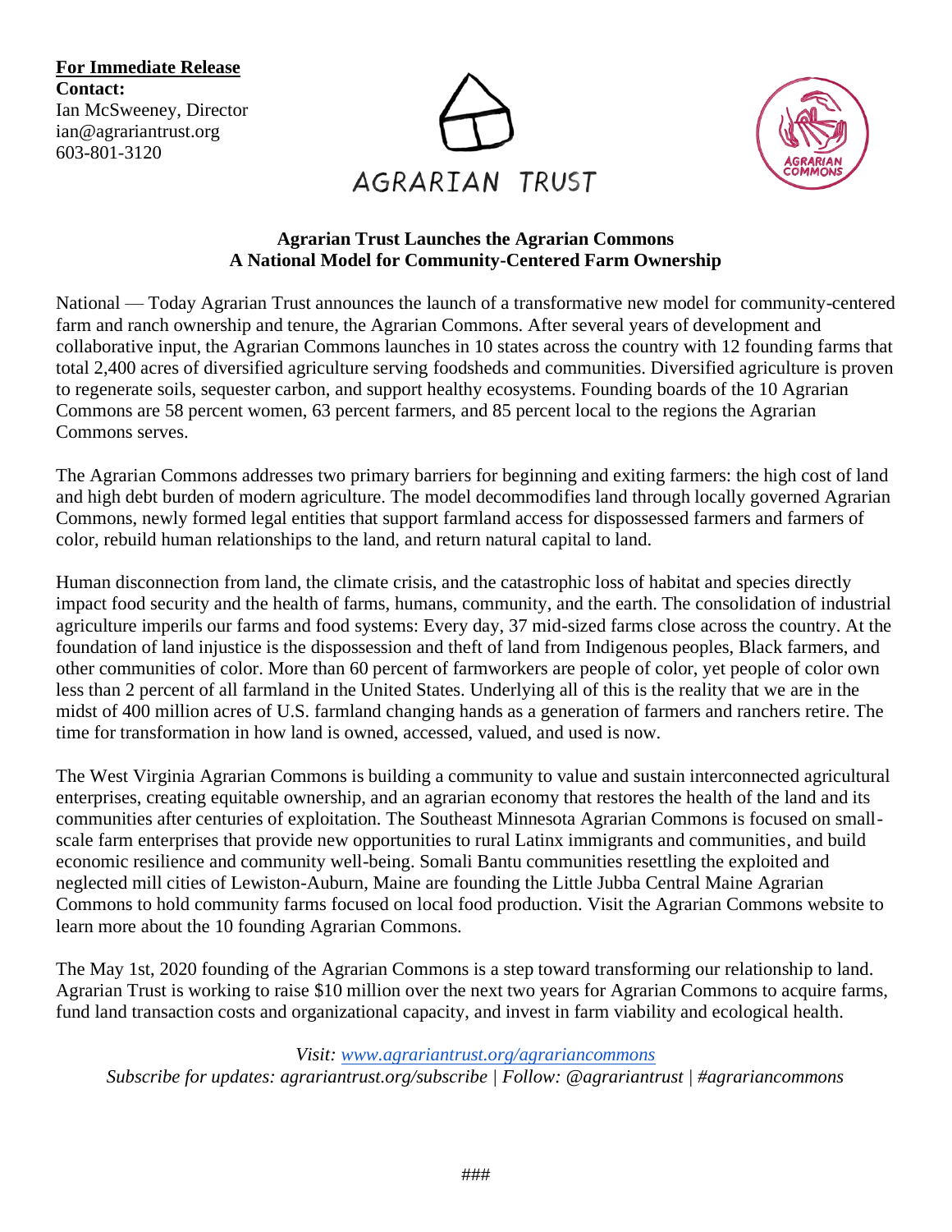**For Immediate Release**
**Contact:**
Ian McSweeney, Director
ian@agrariantrust.org
603-801-3120

AGRARIAN TRUST

AGRARIAN COMMONS

## Agrarian Trust Launches the Agrarian Commons
## A National Model for Community-Centered Farm Ownership

National — Today Agrarian Trust announces the launch of a transformative new model for community-centered farm and ranch ownership and tenure, the Agrarian Commons. After several years of development and collaborative input, the Agrarian Commons launches in 10 states across the country with 12 founding farms that total 2,400 acres of diversified agriculture serving foodsheds and communities. Diversified agriculture is proven to regenerate soils, sequester carbon, and support healthy ecosystems. Founding boards of the 10 Agrarian Commons are 58 percent women, 63 percent farmers, and 85 percent local to the regions the Agrarian Commons serves.

The Agrarian Commons addresses two primary barriers for beginning and exiting farmers: the high cost of land and high debt burden of modern agriculture. The model decommodifies land through locally governed Agrarian Commons, newly formed legal entities that support farmland access for dispossessed farmers and farmers of color, rebuild human relationships to the land, and return natural capital to land.

Human disconnection from land, the climate crisis, and the catastrophic loss of habitat and species directly impact food security and the health of farms, humans, community, and the earth. The consolidation of industrial agriculture imperils our farms and food systems: Every day, 37 mid-sized farms close across the country. At the foundation of land injustice is the dispossession and theft of land from Indigenous peoples, Black farmers, and other communities of color. More than 60 percent of farmworkers are people of color, yet people of color own less than 2 percent of all farmland in the United States. Underlying all of this is the reality that we are in the midst of 400 million acres of U.S. farmland changing hands as a generation of farmers and ranchers retire. The time for transformation in how land is owned, accessed, valued, and used is now.

The West Virginia Agrarian Commons is building a community to value and sustain interconnected agricultural enterprises, creating equitable ownership, and an agrarian economy that restores the health of the land and its communities after centuries of exploitation. The Southeast Minnesota Agrarian Commons is focused on small-scale farm enterprises that provide new opportunities to rural Latinx immigrants and communities, and build economic resilience and community well-being. Somali Bantu communities resettling the exploited and neglected mill cities of Lewiston-Auburn, Maine are founding the Little Jubba Central Maine Agrarian Commons to hold community farms focused on local food production. Visit the Agrarian Commons website to learn more about the 10 founding Agrarian Commons.

The May 1st, 2020 founding of the Agrarian Commons is a step toward transforming our relationship to land. Agrarian Trust is working to raise $10 million over the next two years for Agrarian Commons to acquire farms, fund land transaction costs and organizational capacity, and invest in farm viability and ecological health.

*Visit: [www.agrariantrust.org/agrariancommons](http://www.agrariantrust.org/agrariancommons)*
*Subscribe for updates: agrariantrust.org/subscribe | Follow: @agrariantrust | #agrariancommons*

###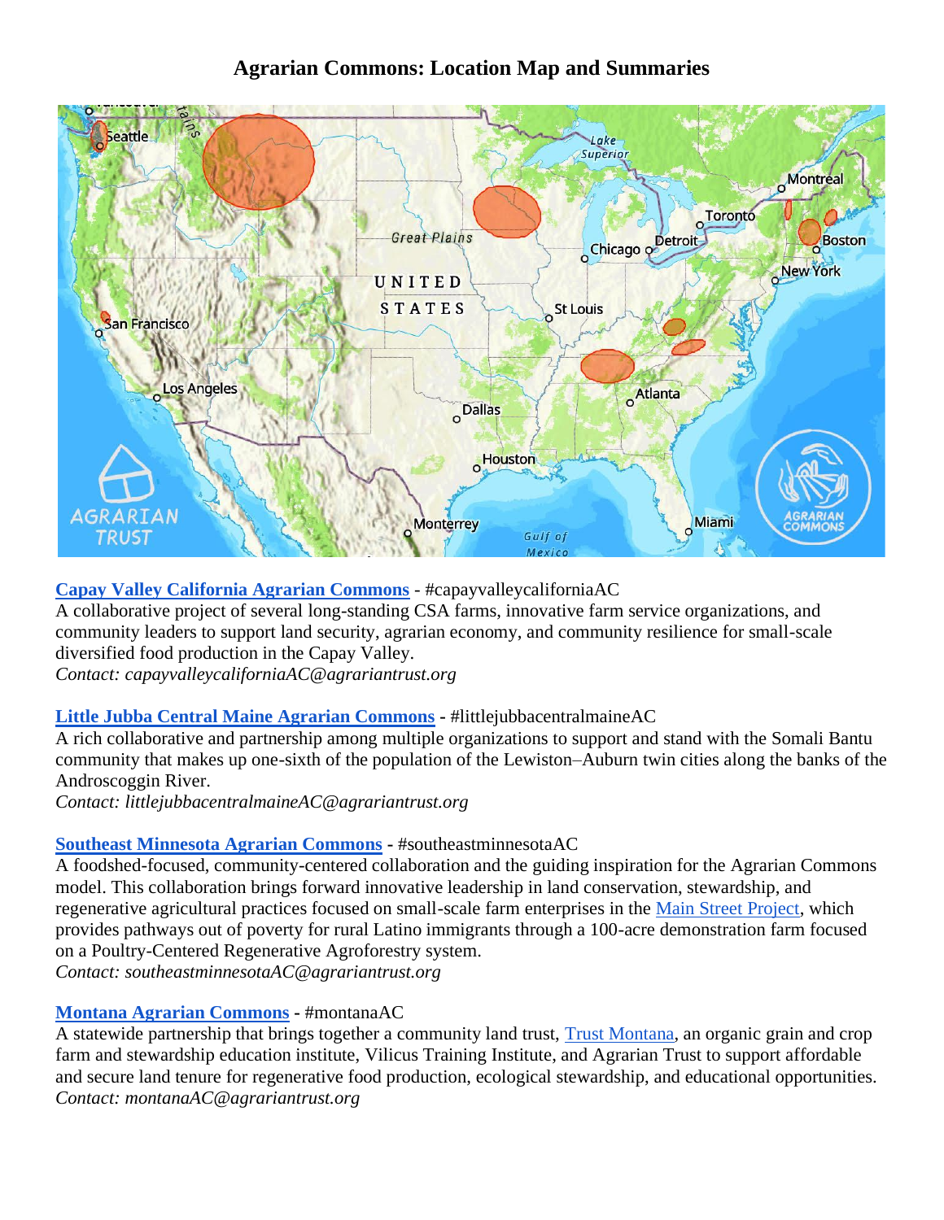# Agrarian Commons: Location Map and Summaries

**Capay Valley California Agrarian Commons** - #capayvalleycaliforniaAC

A collaborative project of several long-standing CSA farms, innovative farm service organizations, and community leaders to support land security, agrarian economy, and community resilience for small-scale diversified food production in the Capay Valley.

*Contact: capayvalleycaliforniaAC@agrariantrust.org*

**Little Jubba Central Maine Agrarian Commons** - #littlejubbacentralmaineAC

A rich collaborative and partnership among multiple organizations to support and stand with the Somali Bantu community that makes up one-sixth of the population of the Lewiston–Auburn twin cities along the banks of the Androscoggin River.

*Contact: littlejubbacentralmaineAC@agrariantrust.org*

**Southeast Minnesota Agrarian Commons** - #southeastminnesotaAC

A foodshed-focused, community-centered collaboration and the guiding inspiration for the Agrarian Commons model. This collaboration brings forward innovative leadership in land conservation, stewardship, and regenerative agricultural practices focused on small-scale farm enterprises in the Main Street Project, which provides pathways out of poverty for rural Latino immigrants through a 100-acre demonstration farm focused on a Poultry-Centered Regenerative Agroforestry system.

*Contact: southeastminnesotaAC@agrariantrust.org*

**Montana Agrarian Commons** - #montanaAC

A statewide partnership that brings together a community land trust, Trust Montana, an organic grain and crop farm and stewardship education institute, Vilicus Training Institute, and Agrarian Trust to support affordable and secure land tenure for regenerative food production, ecological stewardship, and educational opportunities.

*Contact: montanaAC@agrariantrust.org*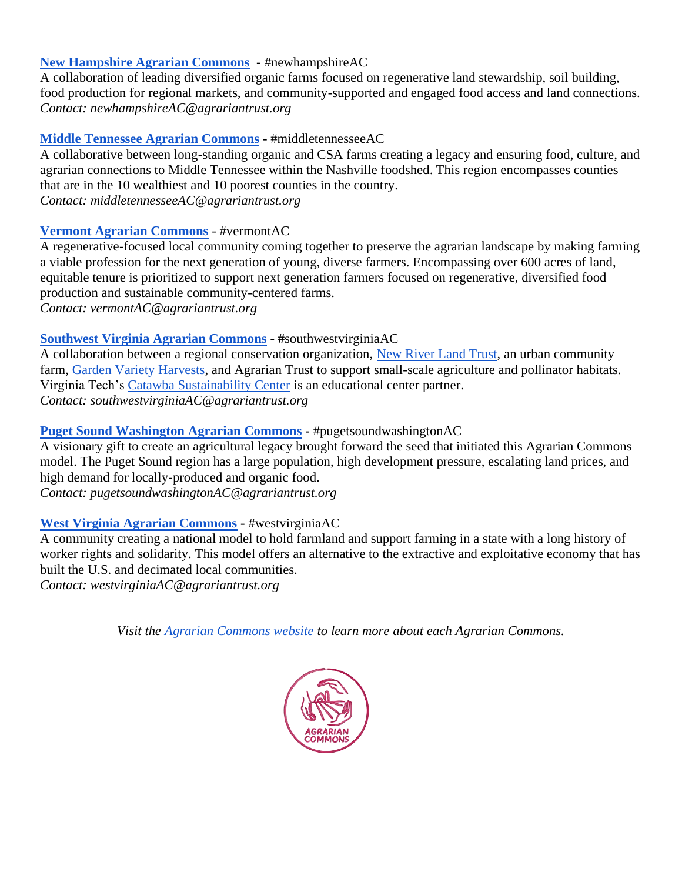**New Hampshire Agrarian Commons** - #newhampshireAC
A collaboration of leading diversified organic farms focused on regenerative land stewardship, soil building, food production for regional markets, and community-supported and engaged food access and land connections.
*Contact: newhampshireAC@agrariantrust.org*

**Middle Tennessee Agrarian Commons** - #middletennesseeAC
A collaborative between long-standing organic and CSA farms creating a legacy and ensuring food, culture, and agrarian connections to Middle Tennessee within the Nashville foodshed. This region encompasses counties that are in the 10 wealthiest and 10 poorest counties in the country.
*Contact: middletennesseeAC@agrariantrust.org*

**Vermont Agrarian Commons** - #vermontAC
A regenerative-focused local community coming together to preserve the agrarian landscape by making farming a viable profession for the next generation of young, diverse farmers. Encompassing over 600 acres of land, equitable tenure is prioritized to support next generation farmers focused on regenerative, diversified food production and sustainable community-centered farms.
*Contact: vermontAC@agrariantrust.org*

**Southwest Virginia Agrarian Commons** - #southwestvirginiaAC
A collaboration between a regional conservation organization, New River Land Trust, an urban community farm, Garden Variety Harvests, and Agrarian Trust to support small-scale agriculture and pollinator habitats. Virginia Tech's Catawba Sustainability Center is an educational center partner.
*Contact: southwestvirginiaAC@agrariantrust.org*

**Puget Sound Washington Agrarian Commons** - #pugetsoundwashingtonAC
A visionary gift to create an agricultural legacy brought forward the seed that initiated this Agrarian Commons model. The Puget Sound region has a large population, high development pressure, escalating land prices, and high demand for locally-produced and organic food.
*Contact: pugetsoundwashingtonAC@agrariantrust.org*

**West Virginia Agrarian Commons** - #westvirginiaAC
A community creating a national model to hold farmland and support farming in a state with a long history of worker rights and solidarity. This model offers an alternative to the extractive and exploitative economy that has built the U.S. and decimated local communities.
*Contact: westvirginiaAC@agrariantrust.org*

*Visit the Agrarian Commons website to learn more about each Agrarian Commons.*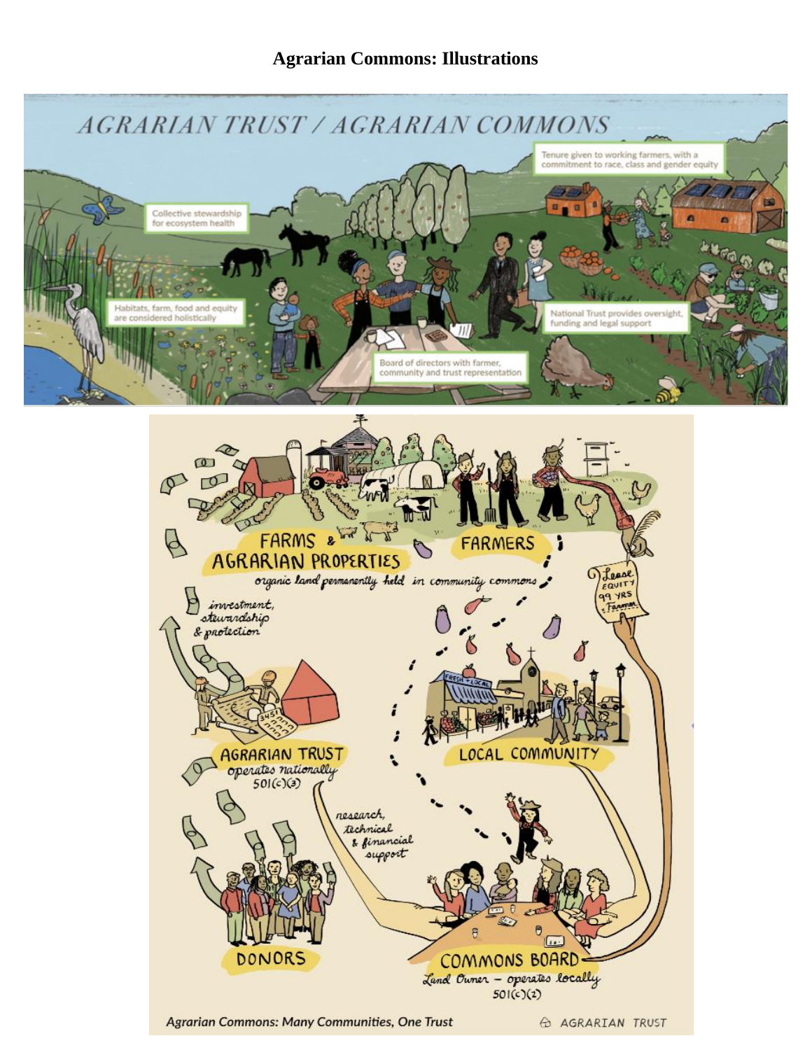# Agrarian Commons: Illustrations

AGRARIAN TRUST / AGRARIAN COMMONS

Collective stewardship for ecosystem health

Tenure given to working farmers, with a commitment to race, class and gender equity

Habitats, farm, food and equity are considered holistically

National Trust provides oversight, funding and legal support

Board of directors with farmer, community and trust representation

FARMS & AGRARIAN PROPERTIES

organic land permanently held in community commons

FARMERS

Lease EQUITY 99 YRS Farmer

investment, stewardship & protection

AGRARIAN TRUST

operates nationally

501(c)(3)

LOCAL COMMUNITY

research, technical & financial support

DONORS

COMMONS BOARD

Land Owner – operates locally

501(c)(2)

Agrarian Commons: Many Communities, One Trust

AGRARIAN TRUST